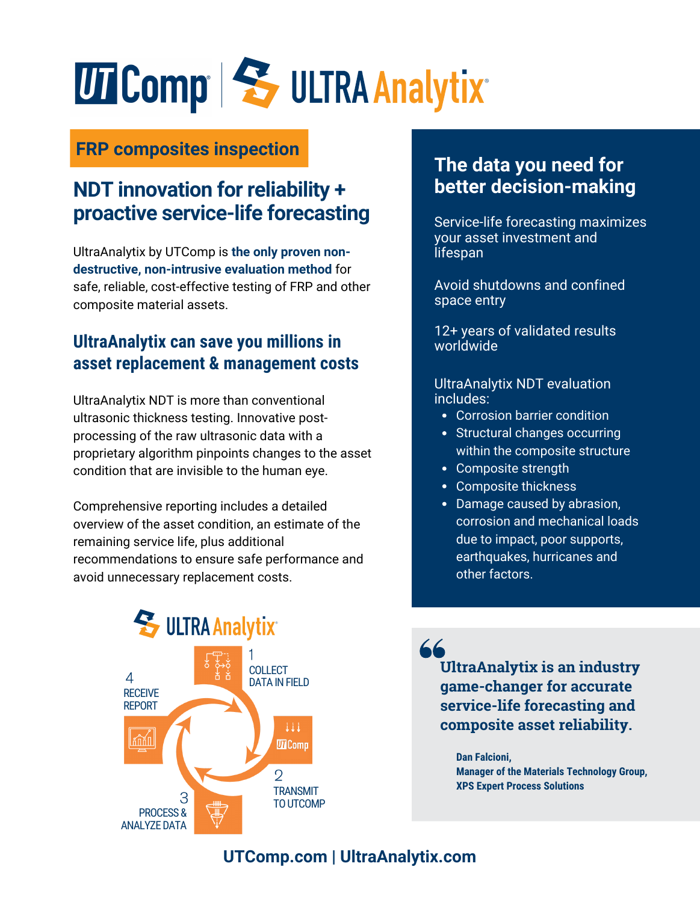# UTComp | ULTRA Analytix

**FRP composites inspection**

## NDT innovation for reliability + proactive service-life forecasting

UltraAnalytix by UTComp is **the only proven non-destructive, non-intrusive evaluation method** for safe, reliable, cost-effective testing of FRP and other composite material assets.

### UltraAnalytix can save you millions in asset replacement & management costs

UltraAnalytix NDT is more than conventional ultrasonic thickness testing. Innovative post-processing of the raw ultrasonic data with a proprietary algorithm pinpoints changes to the asset condition that are invisible to the human eye.

Comprehensive reporting includes a detailed overview of the asset condition, an estimate of the remaining service life, plus additional recommendations to ensure safe performance and avoid unnecessary replacement costs.

ULTRA Analytix

1. COLLECT DATA IN FIELD
2. TRANSMIT TO UTCOMP
3. PROCESS & ANALYZE DATA
4. RECEIVE REPORT

## The data you need for better decision-making

Service-life forecasting maximizes your asset investment and lifespan

Avoid shutdowns and confined space entry

12+ years of validated results worldwide

UltraAnalytix NDT evaluation includes:

- Corrosion barrier condition
- Structural changes occurring within the composite structure
- Composite strength
- Composite thickness
- Damage caused by abrasion, corrosion and mechanical loads due to impact, poor supports, earthquakes, hurricanes and other factors.

> **UltraAnalytix is an industry game-changer for accurate service-life forecasting and composite asset reliability.**
>
> **Dan Falcioni,**
> **Manager of the Materials Technology Group, XPS Expert Process Solutions**

**UTComp.com | UltraAnalytix.com**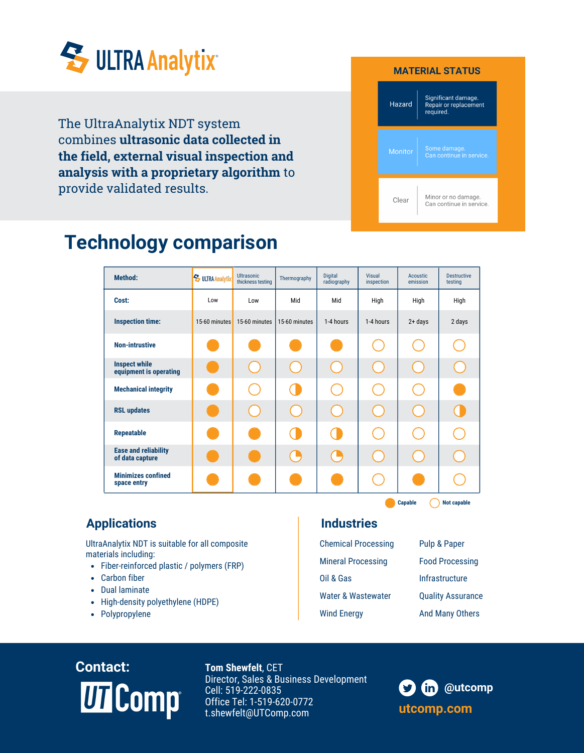# ULTRA Analytix

The UltraAnalytix NDT system combines **ultrasonic data collected in the field, external visual inspection and analysis with a proprietary algorithm** to provide validated results.

## MATERIAL STATUS

| | |
|---|---|
| Hazard | Significant damage. Repair or replacement required. |
| Monitor | Some damage. Can continue in service. |
| Clear | Minor or no damage. Can continue in service. |

# Technology comparison

| Method: | ULTRA Analytix | Ultrasonic thickness testing | Thermography | Digital radiography | Visual inspection | Acoustic emission | Destructive testing |
|---|---|---|---|---|---|---|---|
| **Cost:** | Low | Low | Mid | Mid | High | High | High |
| **Inspection time:** | 15-60 minutes | 15-60 minutes | 15-60 minutes | 1-4 hours | 1-4 hours | 2+ days | 2 days |
| **Non-intrusive** | ● | ● | ● | ● | ○ | ○ | ○ |
| **Inspect while equipment is operating** | ● | ○ | ○ | ○ | ○ | ○ | ○ |
| **Mechanical integrity** | ● | ○ | ◐ | ○ | ○ | ○ | ● |
| **RSL updates** | ● | ○ | ○ | ○ | ○ | ○ | ◐ |
| **Repeatable** | ● | ● | ◐ | ◐ | ○ | ○ | ○ |
| **Ease and reliability of data capture** | ● | ● | ◔ | ◔ | ○ | ○ | ○ |
| **Minimizes confined space entry** | ● | ● | ● | ● | ○ | ● | ○ |

● Capable ○ Not capable

## Applications

UltraAnalytix NDT is suitable for all composite materials including:

- Fiber-reinforced plastic / polymers (FRP)
- Carbon fiber
- Dual laminate
- High-density polyethylene (HDPE)
- Polypropylene

## Industries

- Chemical Processing
- Mineral Processing
- Oil & Gas
- Water & Wastewater
- Wind Energy
- Pulp & Paper
- Food Processing
- Infrastructure
- Quality Assurance
- And Many Others

## Contact:

UT Comp

**Tom Shewfelt**, CET
Director, Sales & Business Development
Cell: 519-222-0835
Office Tel: 1-519-620-0772
t.shewfelt@UTComp.com

@utcomp

utcomp.com